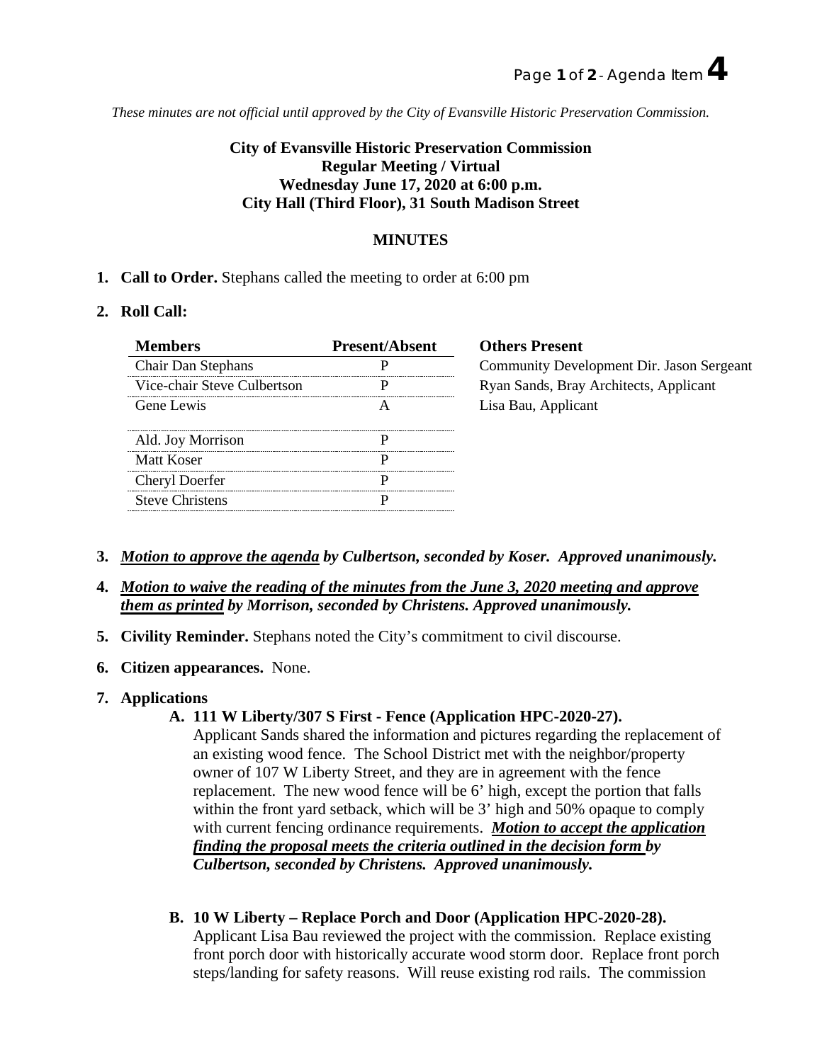*These minutes are not official until approved by the City of Evansville Historic Preservation Commission.*

**City of Evansville Historic Preservation Commission**
**Regular Meeting / Virtual**
**Wednesday June 17, 2020 at 6:00 p.m.**
**City Hall (Third Floor), 31 South Madison Street**

**MINUTES**

1. **Call to Order.** Stephans called the meeting to order at 6:00 pm

2. **Roll Call:**

| Members | Present/Absent |
|---|---|
| Chair Dan Stephans | P |
| Vice-chair Steve Culbertson | P |
| Gene Lewis | A |
| Ald. Joy Morrison | P |
| Matt Koser | P |
| Cheryl Doerfer | P |
| Steve Christens | P |

**Others Present**
Community Development Dir. Jason Sergeant
Ryan Sands, Bray Architects, Applicant
Lisa Bau, Applicant

3. ***Motion to approve the agenda* by Culbertson, seconded by Koser. Approved unanimously.**

4. ***Motion to waive the reading of the minutes from the June 3, 2020 meeting and approve them as printed* by Morrison, seconded by Christens. Approved unanimously.**

5. **Civility Reminder.** Stephans noted the City's commitment to civil discourse.

6. **Citizen appearances.** None.

7. **Applications**

   **A. 111 W Liberty/307 S First - Fence (Application HPC-2020-27).**
   Applicant Sands shared the information and pictures regarding the replacement of an existing wood fence. The School District met with the neighbor/property owner of 107 W Liberty Street, and they are in agreement with the fence replacement. The new wood fence will be 6' high, except the portion that falls within the front yard setback, which will be 3' high and 50% opaque to comply with current fencing ordinance requirements. ***Motion to accept the application finding the proposal meets the criteria outlined in the decision form* by Culbertson, seconded by Christens. Approved unanimously.**

   **B. 10 W Liberty – Replace Porch and Door (Application HPC-2020-28).**
   Applicant Lisa Bau reviewed the project with the commission. Replace existing front porch door with historically accurate wood storm door. Replace front porch steps/landing for safety reasons. Will reuse existing rod rails. The commission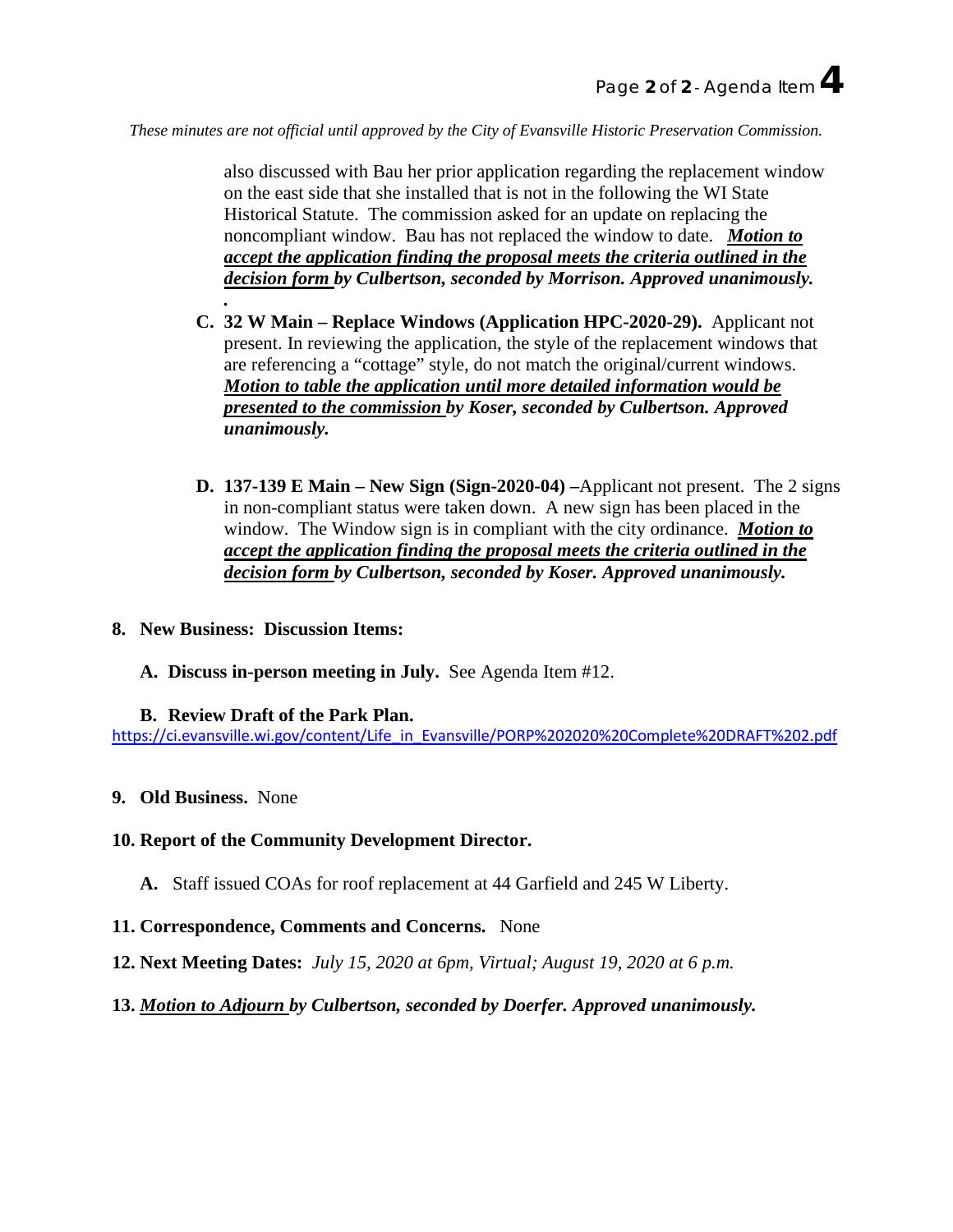*These minutes are not official until approved by the City of Evansville Historic Preservation Commission.*

also discussed with Bau her prior application regarding the replacement window on the east side that she installed that is not in the following the WI State Historical Statute. The commission asked for an update on replacing the noncompliant window. Bau has not replaced the window to date. ***Motion to accept the application finding the proposal meets the criteria outlined in the decision form*** ***by Culbertson, seconded by Morrison. Approved unanimously.***

.

**C. 32 W Main – Replace Windows (Application HPC-2020-29).** Applicant not present. In reviewing the application, the style of the replacement windows that are referencing a "cottage" style, do not match the original/current windows. ***Motion to table the application until more detailed information would be presented to the commission*** ***by Koser, seconded by Culbertson. Approved unanimously.***

**D. 137-139 E Main – New Sign (Sign-2020-04) –**Applicant not present. The 2 signs in non-compliant status were taken down. A new sign has been placed in the window. The Window sign is in compliant with the city ordinance. ***Motion to accept the application finding the proposal meets the criteria outlined in the decision form*** ***by Culbertson, seconded by Koser. Approved unanimously.***

**8. New Business: Discussion Items:**

**A. Discuss in-person meeting in July.** See Agenda Item #12.

**B. Review Draft of the Park Plan.**

https://ci.evansville.wi.gov/content/Life_in_Evansville/PORP%202020%20Complete%20DRAFT%202.pdf

**9. Old Business.** None

**10. Report of the Community Development Director.**

**A.** Staff issued COAs for roof replacement at 44 Garfield and 245 W Liberty.

**11. Correspondence, Comments and Concerns.** None

**12. Next Meeting Dates:** *July 15, 2020 at 6pm, Virtual; August 19, 2020 at 6 p.m.*

**13. *Motion to Adjourn* *by Culbertson, seconded by Doerfer. Approved unanimously.***